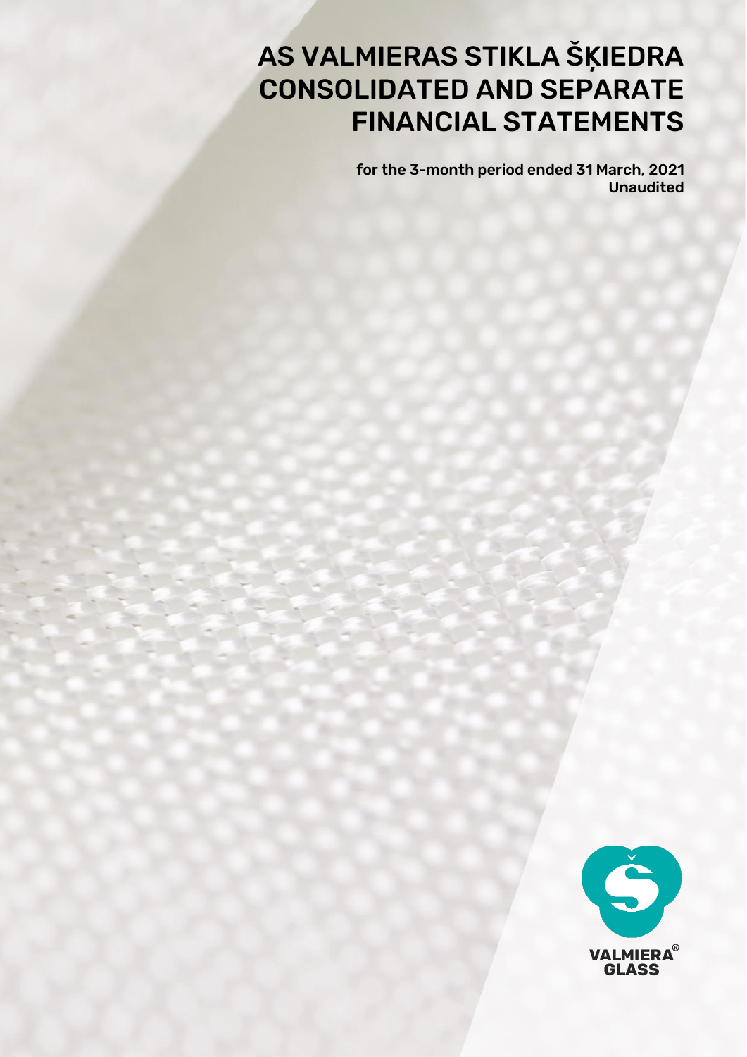# AS VALMIERAS STIKLA ŠĶIEDRA CONSOLIDATED AND SEPARATE FINANCIAL STATEMENTS

**for the 3-month period ended 31 March, 2021**
**Unaudited**

VALMIERA® GLASS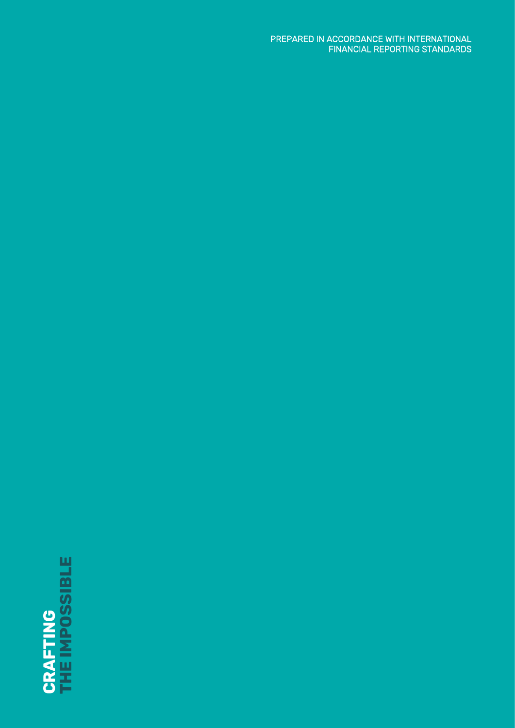PREPARED IN ACCORDANCE WITH INTERNATIONAL FINANCIAL REPORTING STANDARDS

**CRAFTING THE IMPOSSIBLE**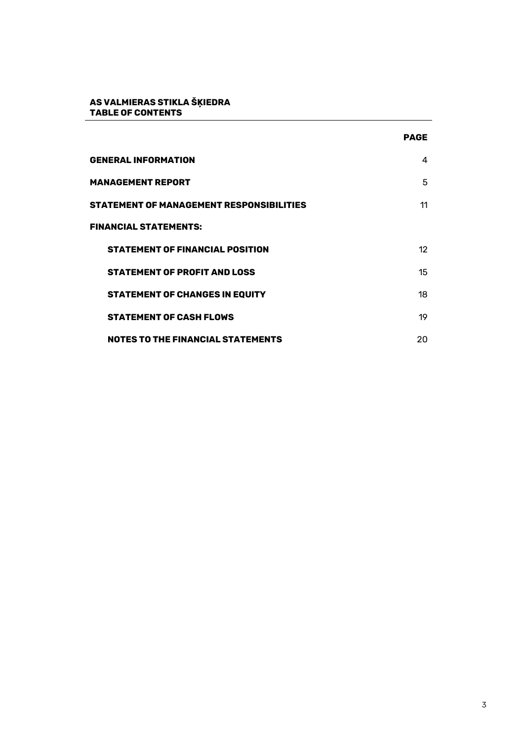**AS VALMIERAS STIKLA ŠĶIEDRA**
**TABLE OF CONTENTS**

| | PAGE |
|---|---|
| **GENERAL INFORMATION** | 4 |
| **MANAGEMENT REPORT** | 5 |
| **STATEMENT OF MANAGEMENT RESPONSIBILITIES** | 11 |
| **FINANCIAL STATEMENTS:** | |
| **STATEMENT OF FINANCIAL POSITION** | 12 |
| **STATEMENT OF PROFIT AND LOSS** | 15 |
| **STATEMENT OF CHANGES IN EQUITY** | 18 |
| **STATEMENT OF CASH FLOWS** | 19 |
| **NOTES TO THE FINANCIAL STATEMENTS** | 20 |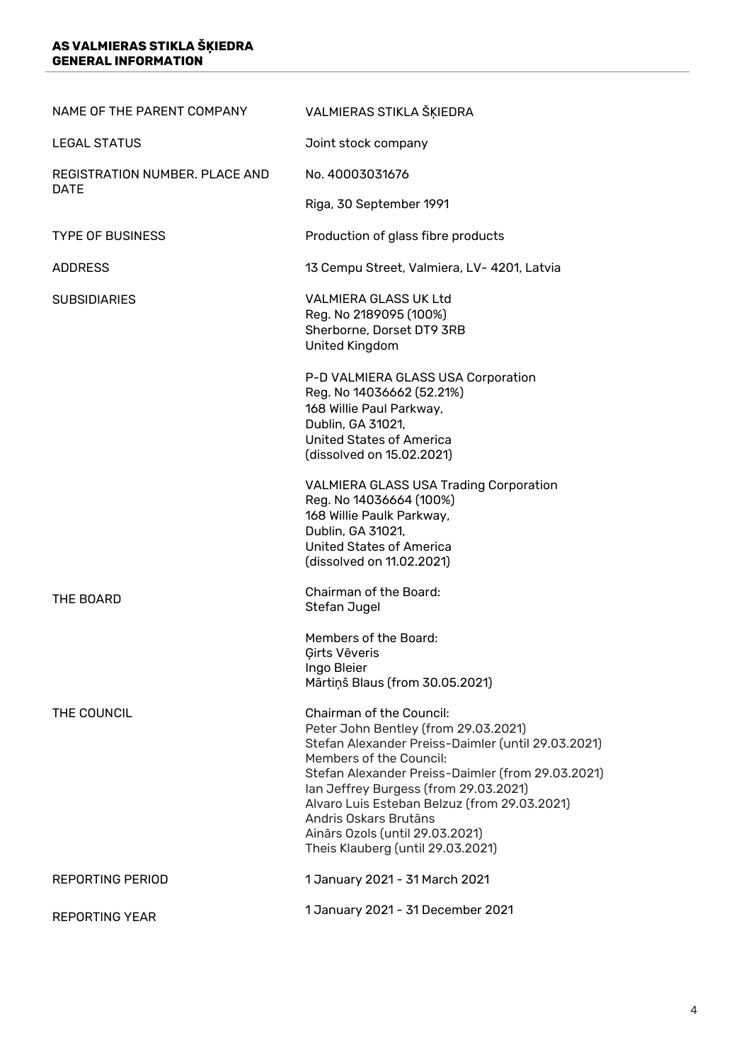**AS VALMIERAS STIKLA ŠĶIEDRA**
**GENERAL INFORMATION**

| | |
|---|---|
| NAME OF THE PARENT COMPANY | VALMIERAS STIKLA ŠĶIEDRA |
| LEGAL STATUS | Joint stock company |
| REGISTRATION NUMBER. PLACE AND DATE | No. 40003031676<br><br>Riga, 30 September 1991 |
| TYPE OF BUSINESS | Production of glass fibre products |
| ADDRESS | 13 Cempu Street, Valmiera, LV- 4201, Latvia |
| SUBSIDIARIES | VALMIERA GLASS UK Ltd<br>Reg. No 2189095 (100%)<br>Sherborne, Dorset DT9 3RB<br>United Kingdom<br><br>P-D VALMIERA GLASS USA Corporation<br>Reg. No 14036662 (52.21%)<br>168 Willie Paul Parkway,<br>Dublin, GA 31021,<br>United States of America<br>(dissolved on 15.02.2021)<br><br>VALMIERA GLASS USA Trading Corporation<br>Reg. No 14036664 (100%)<br>168 Willie Paulk Parkway,<br>Dublin, GA 31021,<br>United States of America<br>(dissolved on 11.02.2021) |
| THE BOARD | Chairman of the Board:<br>Stefan Jugel<br><br>Members of the Board:<br>Ģirts Vēveris<br>Ingo Bleier<br>Mārtiņš Blaus (from 30.05.2021) |
| THE COUNCIL | Chairman of the Council:<br>Peter John Bentley (from 29.03.2021)<br>Stefan Alexander Preiss-Daimler (until 29.03.2021)<br>Members of the Council:<br>Stefan Alexander Preiss-Daimler (from 29.03.2021)<br>Ian Jeffrey Burgess (from 29.03.2021)<br>Alvaro Luis Esteban Belzuz (from 29.03.2021)<br>Andris Oskars Brutāns<br>Ainārs Ozols (until 29.03.2021)<br>Theis Klauberg (until 29.03.2021) |
| REPORTING PERIOD | 1 January 2021 - 31 March 2021 |
| REPORTING YEAR | 1 January 2021 - 31 December 2021 |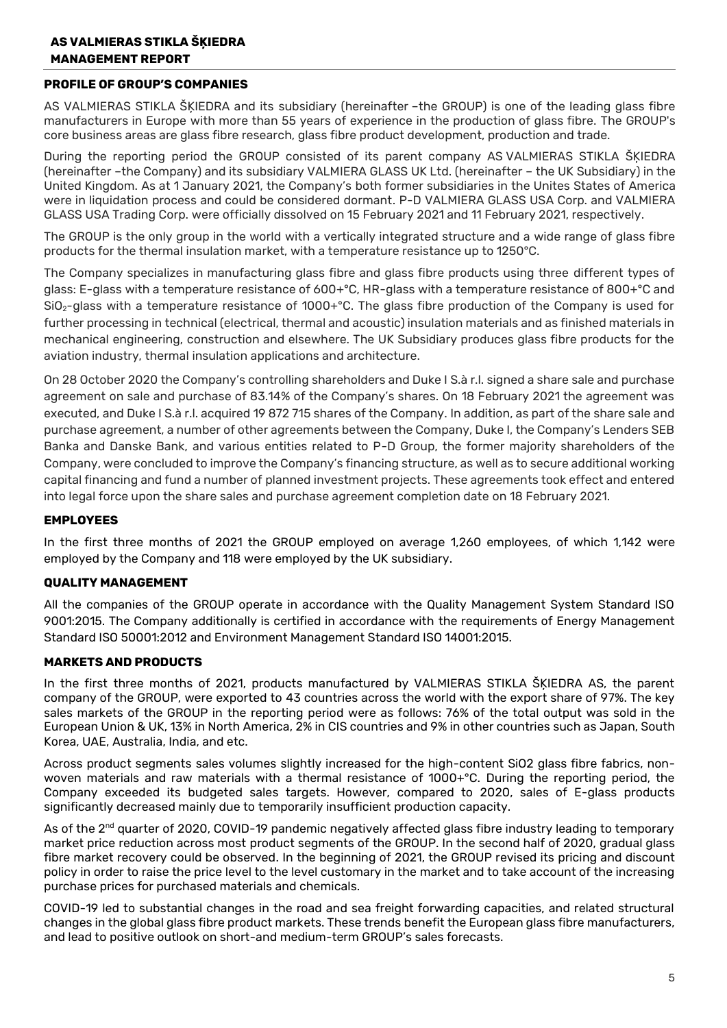## PROFILE OF GROUP'S COMPANIES

AS VALMIERAS STIKLA ŠĶIEDRA and its subsidiary (hereinafter –the GROUP) is one of the leading glass fibre manufacturers in Europe with more than 55 years of experience in the production of glass fibre. The GROUP's core business areas are glass fibre research, glass fibre product development, production and trade.

During the reporting period the GROUP consisted of its parent company AS VALMIERAS STIKLA ŠĶIEDRA (hereinafter –the Company) and its subsidiary VALMIERA GLASS UK Ltd. (hereinafter – the UK Subsidiary) in the United Kingdom. As at 1 January 2021, the Company's both former subsidiaries in the Unites States of America were in liquidation process and could be considered dormant. P-D VALMIERA GLASS USA Corp. and VALMIERA GLASS USA Trading Corp. were officially dissolved on 15 February 2021 and 11 February 2021, respectively.

The GROUP is the only group in the world with a vertically integrated structure and a wide range of glass fibre products for the thermal insulation market, with a temperature resistance up to 1250°C.

The Company specializes in manufacturing glass fibre and glass fibre products using three different types of glass: E-glass with a temperature resistance of 600+°C, HR-glass with a temperature resistance of 800+°C and $SiO_2$-glass with a temperature resistance of 1000+°C. The glass fibre production of the Company is used for further processing in technical (electrical, thermal and acoustic) insulation materials and as finished materials in mechanical engineering, construction and elsewhere. The UK Subsidiary produces glass fibre products for the aviation industry, thermal insulation applications and architecture.

On 28 October 2020 the Company's controlling shareholders and Duke I S.à r.l. signed a share sale and purchase agreement on sale and purchase of 83.14% of the Company's shares. On 18 February 2021 the agreement was executed, and Duke I S.à r.l. acquired 19 872 715 shares of the Company. In addition, as part of the share sale and purchase agreement, a number of other agreements between the Company, Duke I, the Company's Lenders SEB Banka and Danske Bank, and various entities related to P-D Group, the former majority shareholders of the Company, were concluded to improve the Company's financing structure, as well as to secure additional working capital financing and fund a number of planned investment projects. These agreements took effect and entered into legal force upon the share sales and purchase agreement completion date on 18 February 2021.

## EMPLOYEES

In the first three months of 2021 the GROUP employed on average 1,260 employees, of which 1,142 were employed by the Company and 118 were employed by the UK subsidiary.

## QUALITY MANAGEMENT

All the companies of the GROUP operate in accordance with the Quality Management System Standard ISO 9001:2015. The Company additionally is certified in accordance with the requirements of Energy Management Standard ISO 50001:2012 and Environment Management Standard ISO 14001:2015.

## MARKETS AND PRODUCTS

In the first three months of 2021, products manufactured by VALMIERAS STIKLA ŠĶIEDRA AS, the parent company of the GROUP, were exported to 43 countries across the world with the export share of 97%. The key sales markets of the GROUP in the reporting period were as follows: 76% of the total output was sold in the European Union & UK, 13% in North America, 2% in CIS countries and 9% in other countries such as Japan, South Korea, UAE, Australia, India, and etc.

Across product segments sales volumes slightly increased for the high-content SiO2 glass fibre fabrics, non-woven materials and raw materials with a thermal resistance of 1000+°C. During the reporting period, the Company exceeded its budgeted sales targets. However, compared to 2020, sales of E-glass products significantly decreased mainly due to temporarily insufficient production capacity.

As of the 2nd quarter of 2020, COVID-19 pandemic negatively affected glass fibre industry leading to temporary market price reduction across most product segments of the GROUP. In the second half of 2020, gradual glass fibre market recovery could be observed. In the beginning of 2021, the GROUP revised its pricing and discount policy in order to raise the price level to the level customary in the market and to take account of the increasing purchase prices for purchased materials and chemicals.

COVID-19 led to substantial changes in the road and sea freight forwarding capacities, and related structural changes in the global glass fibre product markets. These trends benefit the European glass fibre manufacturers, and lead to positive outlook on short-and medium-term GROUP's sales forecasts.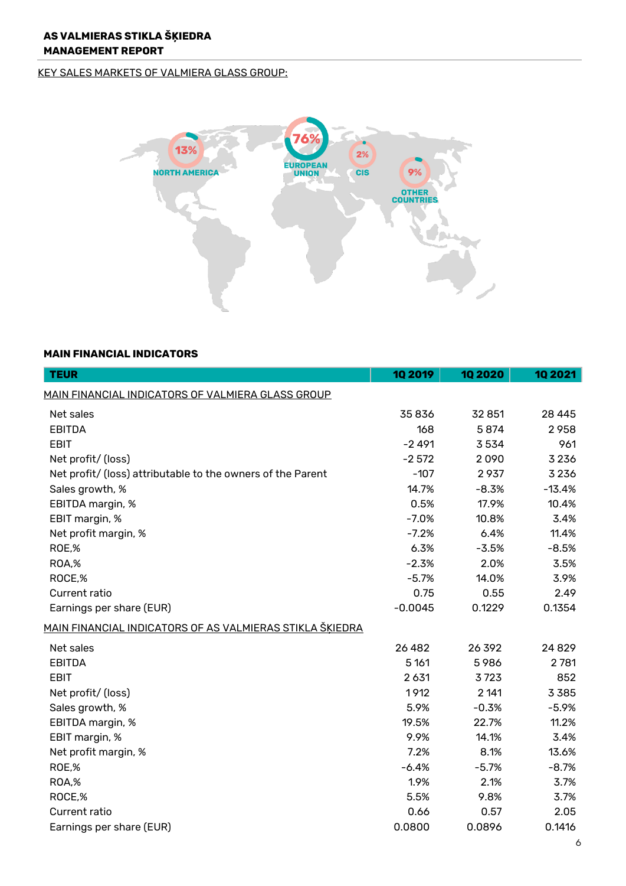KEY SALES MARKETS OF VALMIERA GLASS GROUP:

NORTH AMERICA 13%
EUROPEAN UNION 76%
CIS 2%
OTHER COUNTRIES 9%

## MAIN FINANCIAL INDICATORS

| TEUR | 1Q 2019 | 1Q 2020 | 1Q 2021 |
|---|---|---|---|
| MAIN FINANCIAL INDICATORS OF VALMIERA GLASS GROUP | | | |
| Net sales | 35 836 | 32 851 | 28 445 |
| EBITDA | 168 | 5 874 | 2 958 |
| EBIT | -2 491 | 3 534 | 961 |
| Net profit/ (loss) | -2 572 | 2 090 | 3 236 |
| Net profit/ (loss) attributable to the owners of the Parent | -107 | 2 937 | 3 236 |
| Sales growth, % | 14.7% | -8.3% | -13.4% |
| EBITDA margin, % | 0.5% | 17.9% | 10.4% |
| EBIT margin, % | -7.0% | 10.8% | 3.4% |
| Net profit margin, % | -7.2% | 6.4% | 11.4% |
| ROE,% | 6.3% | -3.5% | -8.5% |
| ROA,% | -2.3% | 2.0% | 3.5% |
| ROCE,% | -5.7% | 14.0% | 3.9% |
| Current ratio | 0.75 | 0.55 | 2.49 |
| Earnings per share (EUR) | -0.0045 | 0.1229 | 0.1354 |
| MAIN FINANCIAL INDICATORS OF AS VALMIERAS STIKLA ŠĶIEDRA | | | |
| Net sales | 26 482 | 26 392 | 24 829 |
| EBITDA | 5 161 | 5 986 | 2 781 |
| EBIT | 2 631 | 3 723 | 852 |
| Net profit/ (loss) | 1 912 | 2 141 | 3 385 |
| Sales growth, % | 5.9% | -0.3% | -5.9% |
| EBITDA margin, % | 19.5% | 22.7% | 11.2% |
| EBIT margin, % | 9.9% | 14.1% | 3.4% |
| Net profit margin, % | 7.2% | 8.1% | 13.6% |
| ROE,% | -6.4% | -5.7% | -8.7% |
| ROA,% | 1.9% | 2.1% | 3.7% |
| ROCE,% | 5.5% | 9.8% | 3.7% |
| Current ratio | 0.66 | 0.57 | 2.05 |
| Earnings per share (EUR) | 0.0800 | 0.0896 | 0.1416 |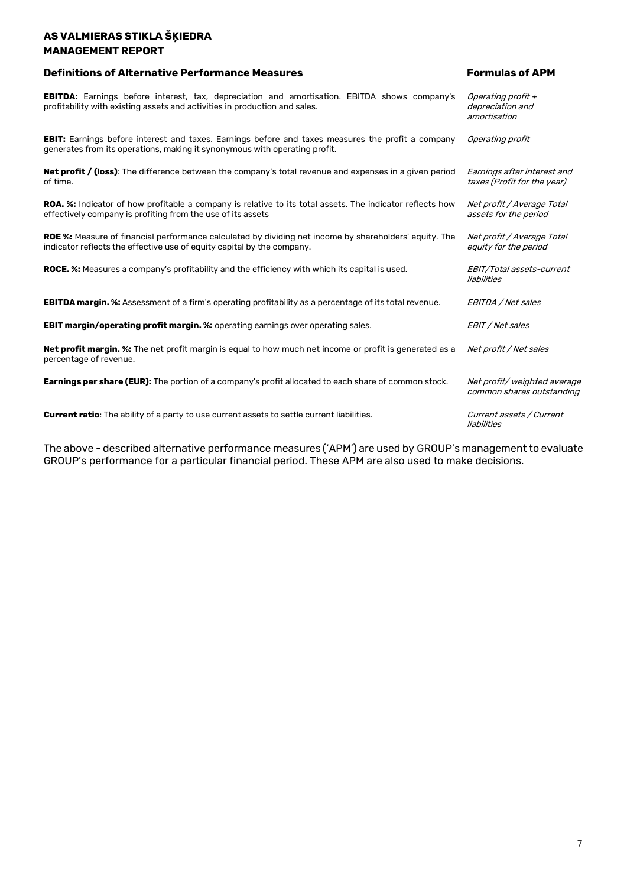| Definitions of Alternative Performance Measures | Formulas of APM |
|---|---|
| **EBITDA:** Earnings before interest, tax, depreciation and amortisation. EBITDA shows company's profitability with existing assets and activities in production and sales. | *Operating profit + depreciation and amortisation* |
| **EBIT:** Earnings before interest and taxes. Earnings before and taxes measures the profit a company generates from its operations, making it synonymous with operating profit. | *Operating profit* |
| **Net profit / (loss)**: The difference between the company's total revenue and expenses in a given period of time. | *Earnings after interest and taxes (Profit for the year)* |
| **ROA. %:** Indicator of how profitable a company is relative to its total assets. The indicator reflects how effectively company is profiting from the use of its assets | *Net profit / Average Total assets for the period* |
| **ROE %:** Measure of financial performance calculated by dividing net income by shareholders' equity. The indicator reflects the effective use of equity capital by the company. | *Net profit / Average Total equity for the period* |
| **ROCE. %:** Measures a company's profitability and the efficiency with which its capital is used. | *EBIT/Total assets-current liabilities* |
| **EBITDA margin. %:** Assessment of a firm's operating profitability as a percentage of its total revenue. | *EBITDA / Net sales* |
| **EBIT margin/operating profit margin. %:** operating earnings over operating sales. | *EBIT / Net sales* |
| **Net profit margin. %:** The net profit margin is equal to how much net income or profit is generated as a percentage of revenue. | *Net profit / Net sales* |
| **Earnings per share (EUR):** The portion of a company's profit allocated to each share of common stock. | *Net profit/ weighted average common shares outstanding* |
| **Current ratio**: The ability of a party to use current assets to settle current liabilities. | *Current assets / Current liabilities* |

The above - described alternative performance measures ('APM') are used by GROUP's management to evaluate GROUP's performance for a particular financial period. These APM are also used to make decisions.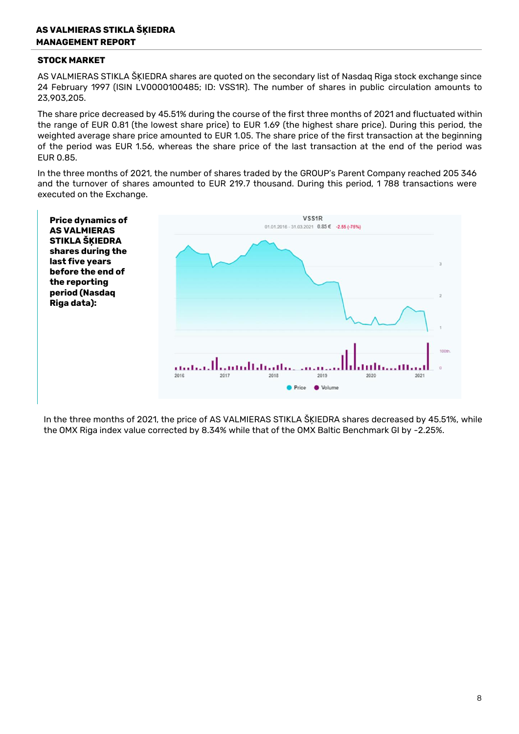## STOCK MARKET

AS VALMIERAS STIKLA ŠĶIEDRA shares are quoted on the secondary list of Nasdaq Riga stock exchange since 24 February 1997 (ISIN LV0000100485; ID: VSS1R). The number of shares in public circulation amounts to 23,903,205.

The share price decreased by 45.51% during the course of the first three months of 2021 and fluctuated within the range of EUR 0.81 (the lowest share price) to EUR 1.69 (the highest share price). During this period, the weighted average share price amounted to EUR 1.05. The share price of the first transaction at the beginning of the period was EUR 1.56, whereas the share price of the last transaction at the end of the period was EUR 0.85.

In the three months of 2021, the number of shares traded by the GROUP's Parent Company reached 205 346 and the turnover of shares amounted to EUR 219.7 thousand. During this period, 1 788 transactions were executed on the Exchange.

**Price dynamics of AS VALMIERAS STIKLA ŠĶIEDRA shares during the last five years before the end of the reporting period (Nasdaq Riga data):**

In the three months of 2021, the price of AS VALMIERAS STIKLA ŠĶIEDRA shares decreased by 45.51%, while the OMX Riga index value corrected by 8.34% while that of the OMX Baltic Benchmark GI by -2.25%.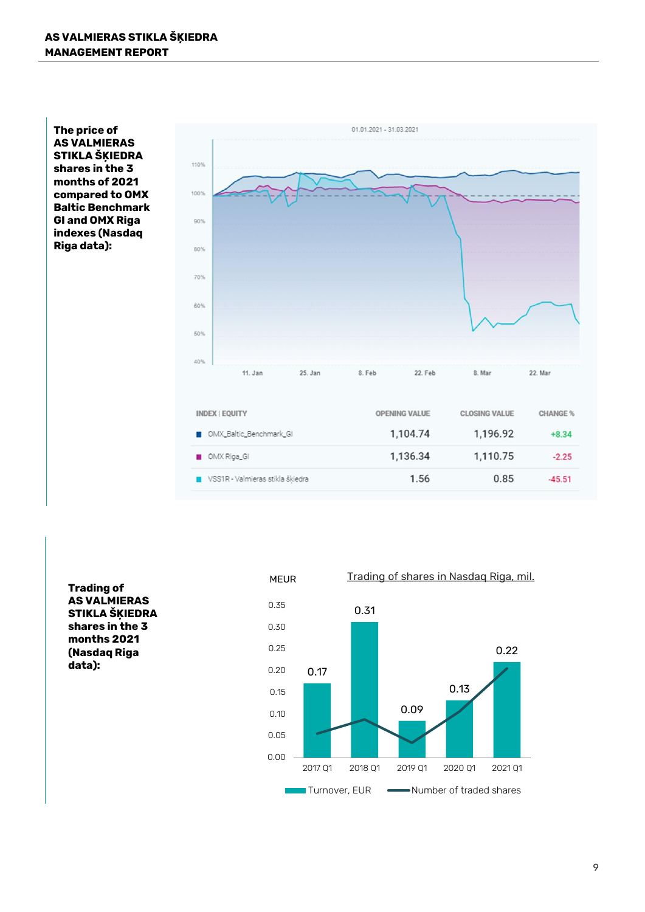**The price of AS VALMIERAS STIKLA ŠĶIEDRA shares in the 3 months of 2021 compared to OMX Baltic Benchmark GI and OMX Riga indexes (Nasdaq Riga data):**

01.01.2021 - 31.03.2021

| INDEX \| EQUITY | OPENING VALUE | CLOSING VALUE | CHANGE % |
|---|---|---|---|
| OMX_Baltic_Benchmark_GI | 1,104.74 | 1,196.92 | +8.34 |
| OMX Riga_GI | 1,136.34 | 1,110.75 | -2.25 |
| VSS1R - Valmieras stikla šķiedra | 1.56 | 0.85 | -45.51 |

**Trading of AS VALMIERAS STIKLA ŠĶIEDRA shares in the 3 months 2021 (Nasdaq Riga data):**

Trading of shares in Nasdaq Riga, mil.

MEUR

| | 2017 Q1 | 2018 Q1 | 2019 Q1 | 2020 Q1 | 2021 Q1 |
|---|---|---|---|---|---|
| Turnover, EUR | 0.17 | 0.31 | 0.09 | 0.13 | 0.22 |

Turnover, EUR — Number of traded shares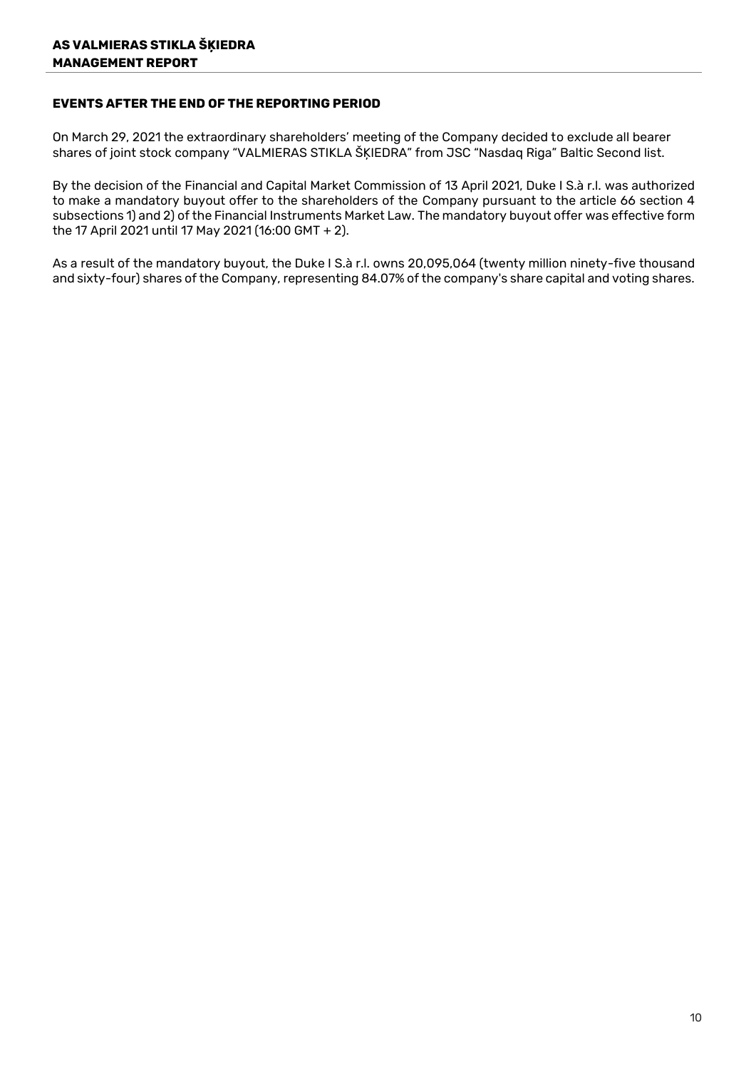## EVENTS AFTER THE END OF THE REPORTING PERIOD

On March 29, 2021 the extraordinary shareholders' meeting of the Company decided to exclude all bearer shares of joint stock company "VALMIERAS STIKLA ŠĶIEDRA" from JSC "Nasdaq Riga" Baltic Second list.

By the decision of the Financial and Capital Market Commission of 13 April 2021, Duke I S.à r.l. was authorized to make a mandatory buyout offer to the shareholders of the Company pursuant to the article 66 section 4 subsections 1) and 2) of the Financial Instruments Market Law. The mandatory buyout offer was effective form the 17 April 2021 until 17 May 2021 (16:00 GMT + 2).

As a result of the mandatory buyout, the Duke I S.à r.l. owns 20,095,064 (twenty million ninety-five thousand and sixty-four) shares of the Company, representing 84.07% of the company's share capital and voting shares.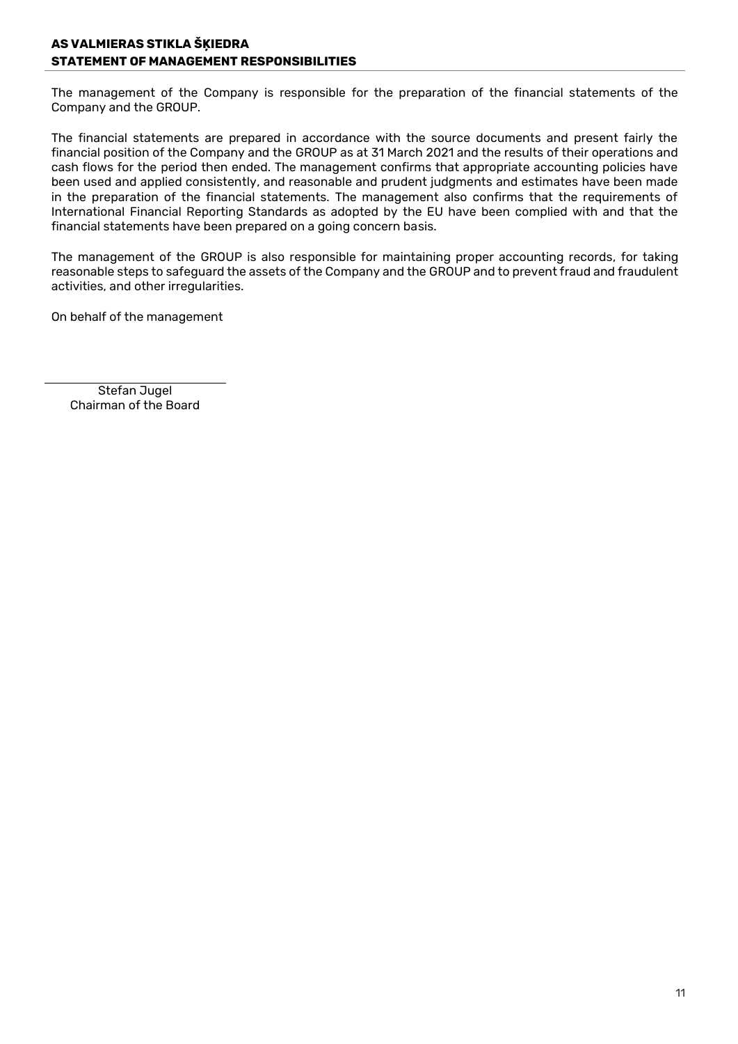# AS VALMIERAS STIKLA ŠĶIEDRA
## STATEMENT OF MANAGEMENT RESPONSIBILITIES

The management of the Company is responsible for the preparation of the financial statements of the Company and the GROUP.

The financial statements are prepared in accordance with the source documents and present fairly the financial position of the Company and the GROUP as at 31 March 2021 and the results of their operations and cash flows for the period then ended. The management confirms that appropriate accounting policies have been used and applied consistently, and reasonable and prudent judgments and estimates have been made in the preparation of the financial statements. The management also confirms that the requirements of International Financial Reporting Standards as adopted by the EU have been complied with and that the financial statements have been prepared on a going concern basis.

The management of the GROUP is also responsible for maintaining proper accounting records, for taking reasonable steps to safeguard the assets of the Company and the GROUP and to prevent fraud and fraudulent activities, and other irregularities.

On behalf of the management

Stefan Jugel
Chairman of the Board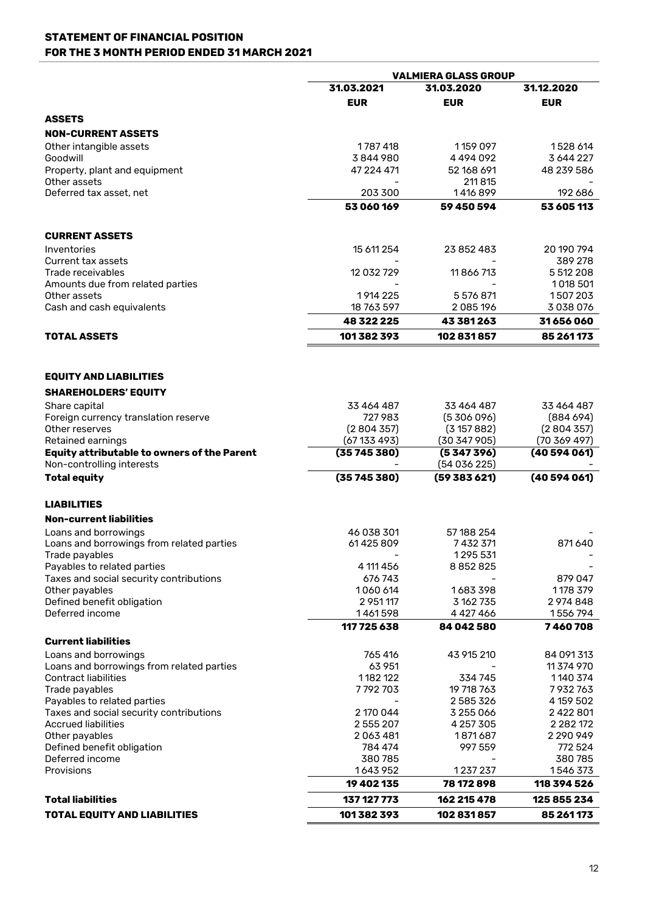## STATEMENT OF FINANCIAL POSITION
## FOR THE 3 MONTH PERIOD ENDED 31 MARCH 2021

| | VALMIERA GLASS GROUP | | |
|---|---|---|---|
| | 31.03.2021 | 31.03.2020 | 31.12.2020 |
| | EUR | EUR | EUR |
| **ASSETS** | | | |
| **NON-CURRENT ASSETS** | | | |
| Other intangible assets | 1 787 418 | 1 159 097 | 1 528 614 |
| Goodwill | 3 844 980 | 4 494 092 | 3 644 227 |
| Property, plant and equipment | 47 224 471 | 52 168 691 | 48 239 586 |
| Other assets | - | 211 815 | - |
| Deferred tax asset, net | 203 300 | 1 416 899 | 192 686 |
| | **53 060 169** | **59 450 594** | **53 605 113** |
| **CURRENT ASSETS** | | | |
| Inventories | 15 611 254 | 23 852 483 | 20 190 794 |
| Current tax assets | - | - | 389 278 |
| Trade receivables | 12 032 729 | 11 866 713 | 5 512 208 |
| Amounts due from related parties | - | - | 1 018 501 |
| Other assets | 1 914 225 | 5 576 871 | 1 507 203 |
| Cash and cash equivalents | 18 763 597 | 2 085 196 | 3 038 076 |
| | **48 322 225** | **43 381 263** | **31 656 060** |
| **TOTAL ASSETS** | **101 382 393** | **102 831 857** | **85 261 173** |
| **EQUITY AND LIABILITIES** | | | |
| **SHAREHOLDERS' EQUITY** | | | |
| Share capital | 33 464 487 | 33 464 487 | 33 464 487 |
| Foreign currency translation reserve | 727 983 | (5 306 096) | (884 694) |
| Other reserves | (2 804 357) | (3 157 882) | (2 804 357) |
| Retained earnings | (67 133 493) | (30 347 905) | (70 369 497) |
| **Equity attributable to owners of the Parent** | **(35 745 380)** | **(5 347 396)** | **(40 594 061)** |
| Non-controlling interests | - | (54 036 225) | - |
| **Total equity** | **(35 745 380)** | **(59 383 621)** | **(40 594 061)** |
| **LIABILITIES** | | | |
| **Non-current liabilities** | | | |
| Loans and borrowings | 46 038 301 | 57 188 254 | - |
| Loans and borrowings from related parties | 61 425 809 | 7 432 371 | 871 640 |
| Trade payables | - | 1 295 531 | - |
| Payables to related parties | 4 111 456 | 8 852 825 | - |
| Taxes and social security contributions | 676 743 | - | 879 047 |
| Other payables | 1 060 614 | 1 683 398 | 1 178 379 |
| Defined benefit obligation | 2 951 117 | 3 162 735 | 2 974 848 |
| Deferred income | 1 461 598 | 4 427 466 | 1 556 794 |
| | **117 725 638** | **84 042 580** | **7 460 708** |
| **Current liabilities** | | | |
| Loans and borrowings | 765 416 | 43 915 210 | 84 091 313 |
| Loans and borrowings from related parties | 63 951 | - | 11 374 970 |
| Contract liabilities | 1 182 122 | 334 745 | 1 140 374 |
| Trade payables | 7 792 703 | 19 718 763 | 7 932 763 |
| Payables to related parties | - | 2 585 326 | 4 159 502 |
| Taxes and social security contributions | 2 170 044 | 3 255 066 | 2 422 801 |
| Accrued liabilities | 2 555 207 | 4 257 305 | 2 282 172 |
| Other payables | 2 063 481 | 1 871 687 | 2 290 949 |
| Defined benefit obligation | 784 474 | 997 559 | 772 524 |
| Deferred income | 380 785 | - | 380 785 |
| Provisions | 1 643 952 | 1 237 237 | 1 546 373 |
| | **19 402 135** | **78 172 898** | **118 394 526** |
| **Total liabilities** | **137 127 773** | **162 215 478** | **125 855 234** |
| **TOTAL EQUITY AND LIABILITIES** | **101 382 393** | **102 831 857** | **85 261 173** |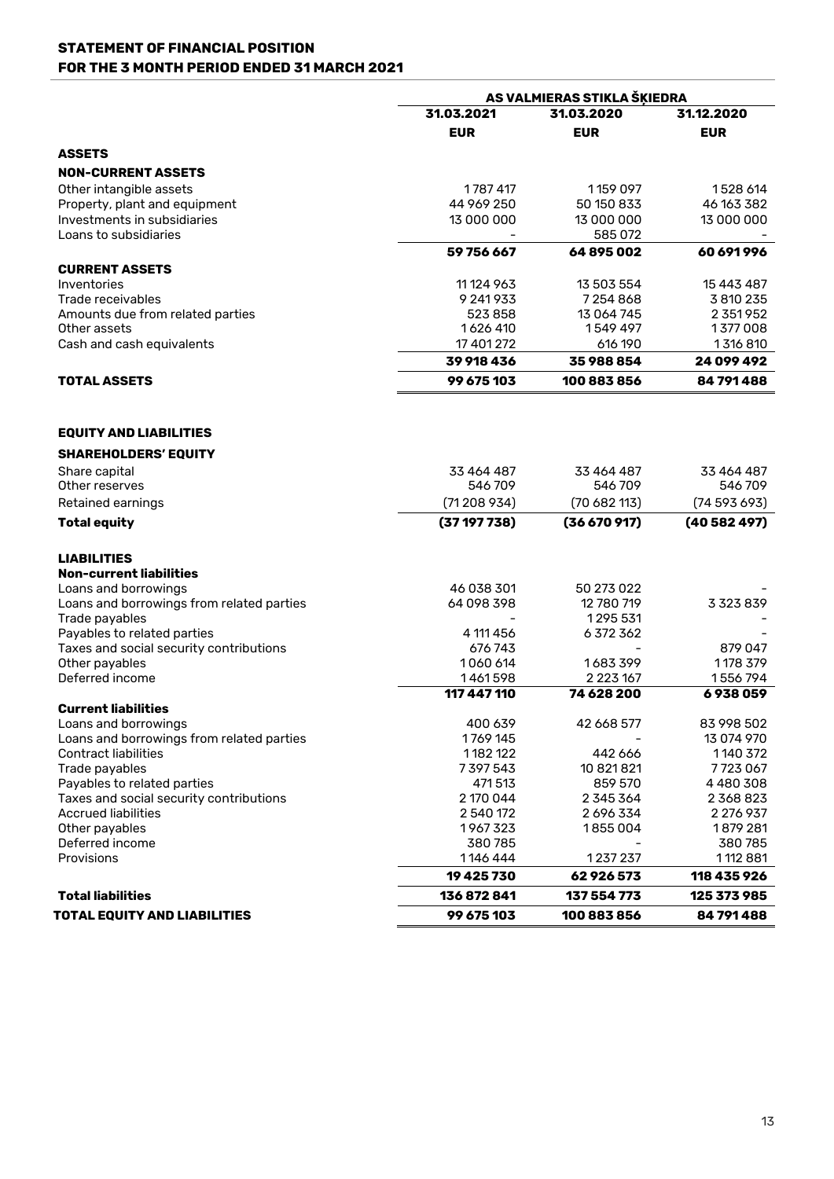# STATEMENT OF FINANCIAL POSITION
# FOR THE 3 MONTH PERIOD ENDED 31 MARCH 2021

| | AS VALMIERAS STIKLA ŠĶIEDRA | | |
|---|---|---|---|
| | 31.03.2021 | 31.03.2020 | 31.12.2020 |
| | EUR | EUR | EUR |
| **ASSETS** | | | |
| **NON-CURRENT ASSETS** | | | |
| Other intangible assets | 1 787 417 | 1 159 097 | 1 528 614 |
| Property, plant and equipment | 44 969 250 | 50 150 833 | 46 163 382 |
| Investments in subsidiaries | 13 000 000 | 13 000 000 | 13 000 000 |
| Loans to subsidiaries | - | 585 072 | - |
| | **59 756 667** | **64 895 002** | **60 691 996** |
| **CURRENT ASSETS** | | | |
| Inventories | 11 124 963 | 13 503 554 | 15 443 487 |
| Trade receivables | 9 241 933 | 7 254 868 | 3 810 235 |
| Amounts due from related parties | 523 858 | 13 064 745 | 2 351 952 |
| Other assets | 1 626 410 | 1 549 497 | 1 377 008 |
| Cash and cash equivalents | 17 401 272 | 616 190 | 1 316 810 |
| | **39 918 436** | **35 988 854** | **24 099 492** |
| **TOTAL ASSETS** | **99 675 103** | **100 883 856** | **84 791 488** |
| | | | |
| **EQUITY AND LIABILITIES** | | | |
| **SHAREHOLDERS' EQUITY** | | | |
| Share capital | 33 464 487 | 33 464 487 | 33 464 487 |
| Other reserves | 546 709 | 546 709 | 546 709 |
| Retained earnings | (71 208 934) | (70 682 113) | (74 593 693) |
| **Total equity** | **(37 197 738)** | **(36 670 917)** | **(40 582 497)** |
| | | | |
| **LIABILITIES** | | | |
| **Non-current liabilities** | | | |
| Loans and borrowings | 46 038 301 | 50 273 022 | - |
| Loans and borrowings from related parties | 64 098 398 | 12 780 719 | 3 323 839 |
| Trade payables | - | 1 295 531 | - |
| Payables to related parties | 4 111 456 | 6 372 362 | - |
| Taxes and social security contributions | 676 743 | - | 879 047 |
| Other payables | 1 060 614 | 1 683 399 | 1 178 379 |
| Deferred income | 1 461 598 | 2 223 167 | 1 556 794 |
| | **117 447 110** | **74 628 200** | **6 938 059** |
| **Current liabilities** | | | |
| Loans and borrowings | 400 639 | 42 668 577 | 83 998 502 |
| Loans and borrowings from related parties | 1 769 145 | - | 13 074 970 |
| Contract liabilities | 1 182 122 | 442 666 | 1 140 372 |
| Trade payables | 7 397 543 | 10 821 821 | 7 723 067 |
| Payables to related parties | 471 513 | 859 570 | 4 480 308 |
| Taxes and social security contributions | 2 170 044 | 2 345 364 | 2 368 823 |
| Accrued liabilities | 2 540 172 | 2 696 334 | 2 276 937 |
| Other payables | 1 967 323 | 1 855 004 | 1 879 281 |
| Deferred income | 380 785 | - | 380 785 |
| Provisions | 1 146 444 | 1 237 237 | 1 112 881 |
| | **19 425 730** | **62 926 573** | **118 435 926** |
| **Total liabilities** | **136 872 841** | **137 554 773** | **125 373 985** |
| **TOTAL EQUITY AND LIABILITIES** | **99 675 103** | **100 883 856** | **84 791 488** |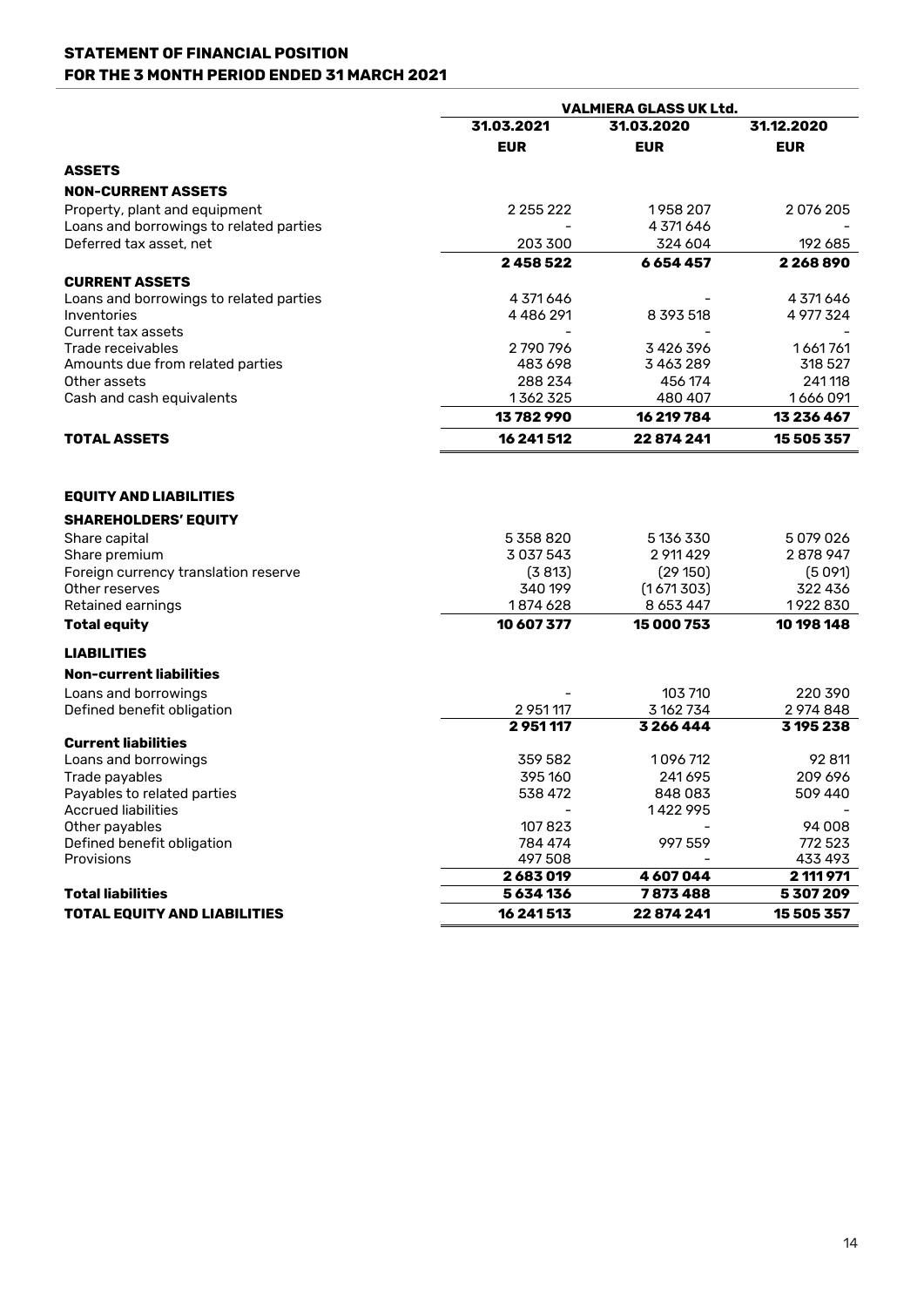## STATEMENT OF FINANCIAL POSITION
## FOR THE 3 MONTH PERIOD ENDED 31 MARCH 2021

| | VALMIERA GLASS UK Ltd. | | |
|---|---|---|---|
| | 31.03.2021 | 31.03.2020 | 31.12.2020 |
| | EUR | EUR | EUR |
| **ASSETS** | | | |
| **NON-CURRENT ASSETS** | | | |
| Property, plant and equipment | 2 255 222 | 1 958 207 | 2 076 205 |
| Loans and borrowings to related parties | - | 4 371 646 | - |
| Deferred tax asset, net | 203 300 | 324 604 | 192 685 |
| | **2 458 522** | **6 654 457** | **2 268 890** |
| **CURRENT ASSETS** | | | |
| Loans and borrowings to related parties | 4 371 646 | - | 4 371 646 |
| Inventories | 4 486 291 | 8 393 518 | 4 977 324 |
| Current tax assets | - | - | - |
| Trade receivables | 2 790 796 | 3 426 396 | 1 661 761 |
| Amounts due from related parties | 483 698 | 3 463 289 | 318 527 |
| Other assets | 288 234 | 456 174 | 241 118 |
| Cash and cash equivalents | 1 362 325 | 480 407 | 1 666 091 |
| | **13 782 990** | **16 219 784** | **13 236 467** |
| **TOTAL ASSETS** | **16 241 512** | **22 874 241** | **15 505 357** |
| | | | |
| **EQUITY AND LIABILITIES** | | | |
| **SHAREHOLDERS' EQUITY** | | | |
| Share capital | 5 358 820 | 5 136 330 | 5 079 026 |
| Share premium | 3 037 543 | 2 911 429 | 2 878 947 |
| Foreign currency translation reserve | (3 813) | (29 150) | (5 091) |
| Other reserves | 340 199 | (1 671 303) | 322 436 |
| Retained earnings | 1 874 628 | 8 653 447 | 1 922 830 |
| **Total equity** | **10 607 377** | **15 000 753** | **10 198 148** |
| **LIABILITIES** | | | |
| **Non-current liabilities** | | | |
| Loans and borrowings | - | 103 710 | 220 390 |
| Defined benefit obligation | 2 951 117 | 3 162 734 | 2 974 848 |
| | **2 951 117** | **3 266 444** | **3 195 238** |
| **Current liabilities** | | | |
| Loans and borrowings | 359 582 | 1 096 712 | 92 811 |
| Trade payables | 395 160 | 241 695 | 209 696 |
| Payables to related parties | 538 472 | 848 083 | 509 440 |
| Accrued liabilities | - | 1 422 995 | - |
| Other payables | 107 823 | - | 94 008 |
| Defined benefit obligation | 784 474 | 997 559 | 772 523 |
| Provisions | 497 508 | - | 433 493 |
| | **2 683 019** | **4 607 044** | **2 111 971** |
| **Total liabilities** | **5 634 136** | **7 873 488** | **5 307 209** |
| **TOTAL EQUITY AND LIABILITIES** | **16 241 513** | **22 874 241** | **15 505 357** |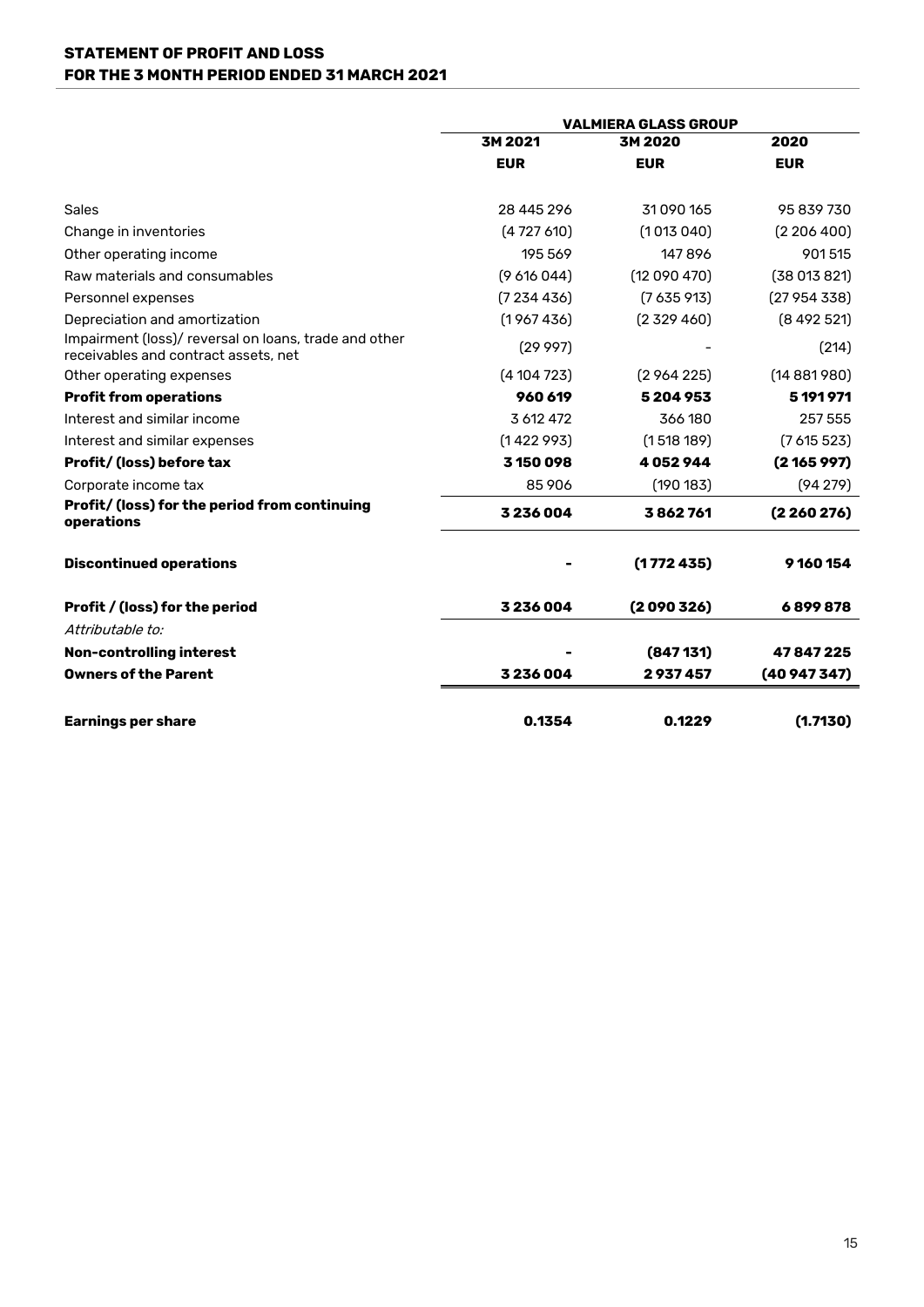# STATEMENT OF PROFIT AND LOSS
# FOR THE 3 MONTH PERIOD ENDED 31 MARCH 2021

| | VALMIERA GLASS GROUP | | |
|---|---|---|---|
| | **3M 2021** | **3M 2020** | **2020** |
| | **EUR** | **EUR** | **EUR** |
| Sales | 28 445 296 | 31 090 165 | 95 839 730 |
| Change in inventories | (4 727 610) | (1 013 040) | (2 206 400) |
| Other operating income | 195 569 | 147 896 | 901 515 |
| Raw materials and consumables | (9 616 044) | (12 090 470) | (38 013 821) |
| Personnel expenses | (7 234 436) | (7 635 913) | (27 954 338) |
| Depreciation and amortization | (1 967 436) | (2 329 460) | (8 492 521) |
| Impairment (loss)/ reversal on loans, trade and other receivables and contract assets, net | (29 997) | - | (214) |
| Other operating expenses | (4 104 723) | (2 964 225) | (14 881 980) |
| **Profit from operations** | **960 619** | **5 204 953** | **5 191 971** |
| Interest and similar income | 3 612 472 | 366 180 | 257 555 |
| Interest and similar expenses | (1 422 993) | (1 518 189) | (7 615 523) |
| **Profit/ (loss) before tax** | **3 150 098** | **4 052 944** | **(2 165 997)** |
| Corporate income tax | 85 906 | (190 183) | (94 279) |
| **Profit/ (loss) for the period from continuing operations** | **3 236 004** | **3 862 761** | **(2 260 276)** |
| **Discontinued operations** | **-** | **(1 772 435)** | **9 160 154** |
| **Profit / (loss) for the period** | **3 236 004** | **(2 090 326)** | **6 899 878** |
| *Attributable to:* | | | |
| **Non-controlling interest** | **-** | **(847 131)** | **47 847 225** |
| **Owners of the Parent** | **3 236 004** | **2 937 457** | **(40 947 347)** |
| **Earnings per share** | **0.1354** | **0.1229** | **(1.7130)** |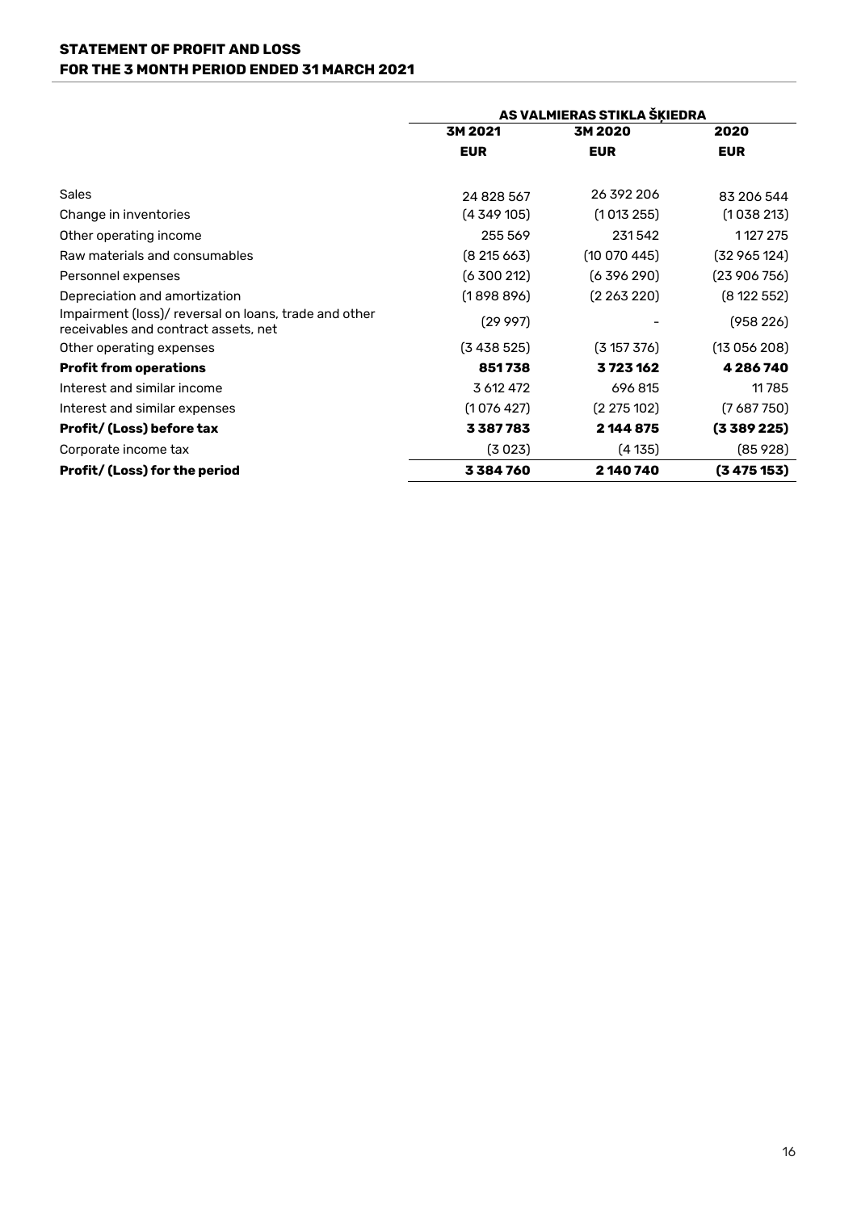## STATEMENT OF PROFIT AND LOSS
## FOR THE 3 MONTH PERIOD ENDED 31 MARCH 2021

| | AS VALMIERAS STIKLA ŠĶIEDRA | | |
|---|---|---|---|
| | 3M 2021 | 3M 2020 | 2020 |
| | EUR | EUR | EUR |
| Sales | 24 828 567 | 26 392 206 | 83 206 544 |
| Change in inventories | (4 349 105) | (1 013 255) | (1 038 213) |
| Other operating income | 255 569 | 231 542 | 1 127 275 |
| Raw materials and consumables | (8 215 663) | (10 070 445) | (32 965 124) |
| Personnel expenses | (6 300 212) | (6 396 290) | (23 906 756) |
| Depreciation and amortization | (1 898 896) | (2 263 220) | (8 122 552) |
| Impairment (loss)/ reversal on loans, trade and other receivables and contract assets, net | (29 997) | - | (958 226) |
| Other operating expenses | (3 438 525) | (3 157 376) | (13 056 208) |
| **Profit from operations** | **851 738** | **3 723 162** | **4 286 740** |
| Interest and similar income | 3 612 472 | 696 815 | 11 785 |
| Interest and similar expenses | (1 076 427) | (2 275 102) | (7 687 750) |
| **Profit/ (Loss) before tax** | **3 387 783** | **2 144 875** | **(3 389 225)** |
| Corporate income tax | (3 023) | (4 135) | (85 928) |
| **Profit/ (Loss) for the period** | **3 384 760** | **2 140 740** | **(3 475 153)** |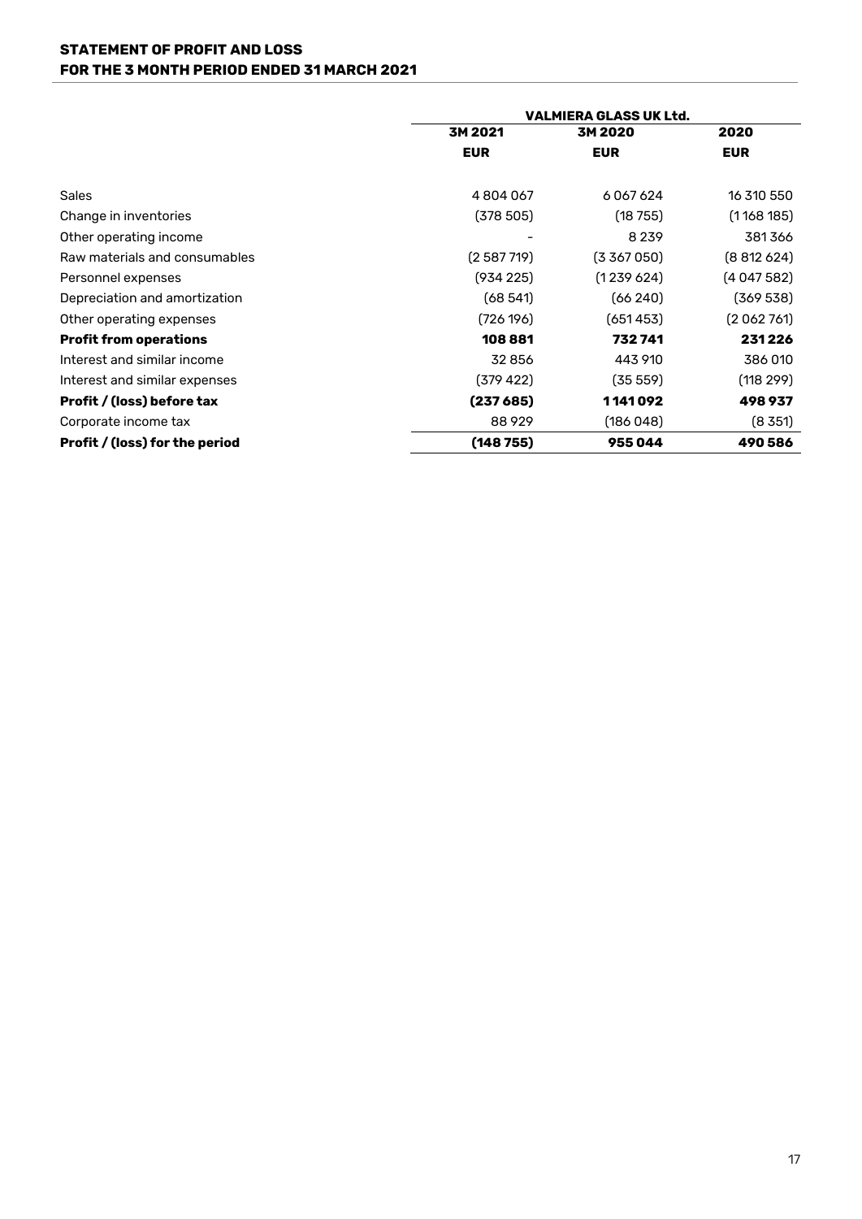**STATEMENT OF PROFIT AND LOSS**
**FOR THE 3 MONTH PERIOD ENDED 31 MARCH 2021**

| | VALMIERA GLASS UK Ltd. | | |
|---|---|---|---|
| | **3M 2021** | **3M 2020** | **2020** |
| | **EUR** | **EUR** | **EUR** |
| Sales | 4 804 067 | 6 067 624 | 16 310 550 |
| Change in inventories | (378 505) | (18 755) | (1 168 185) |
| Other operating income | - | 8 239 | 381 366 |
| Raw materials and consumables | (2 587 719) | (3 367 050) | (8 812 624) |
| Personnel expenses | (934 225) | (1 239 624) | (4 047 582) |
| Depreciation and amortization | (68 541) | (66 240) | (369 538) |
| Other operating expenses | (726 196) | (651 453) | (2 062 761) |
| **Profit from operations** | **108 881** | **732 741** | **231 226** |
| Interest and similar income | 32 856 | 443 910 | 386 010 |
| Interest and similar expenses | (379 422) | (35 559) | (118 299) |
| **Profit / (loss) before tax** | **(237 685)** | **1 141 092** | **498 937** |
| Corporate income tax | 88 929 | (186 048) | (8 351) |
| **Profit / (loss) for the period** | **(148 755)** | **955 044** | **490 586** |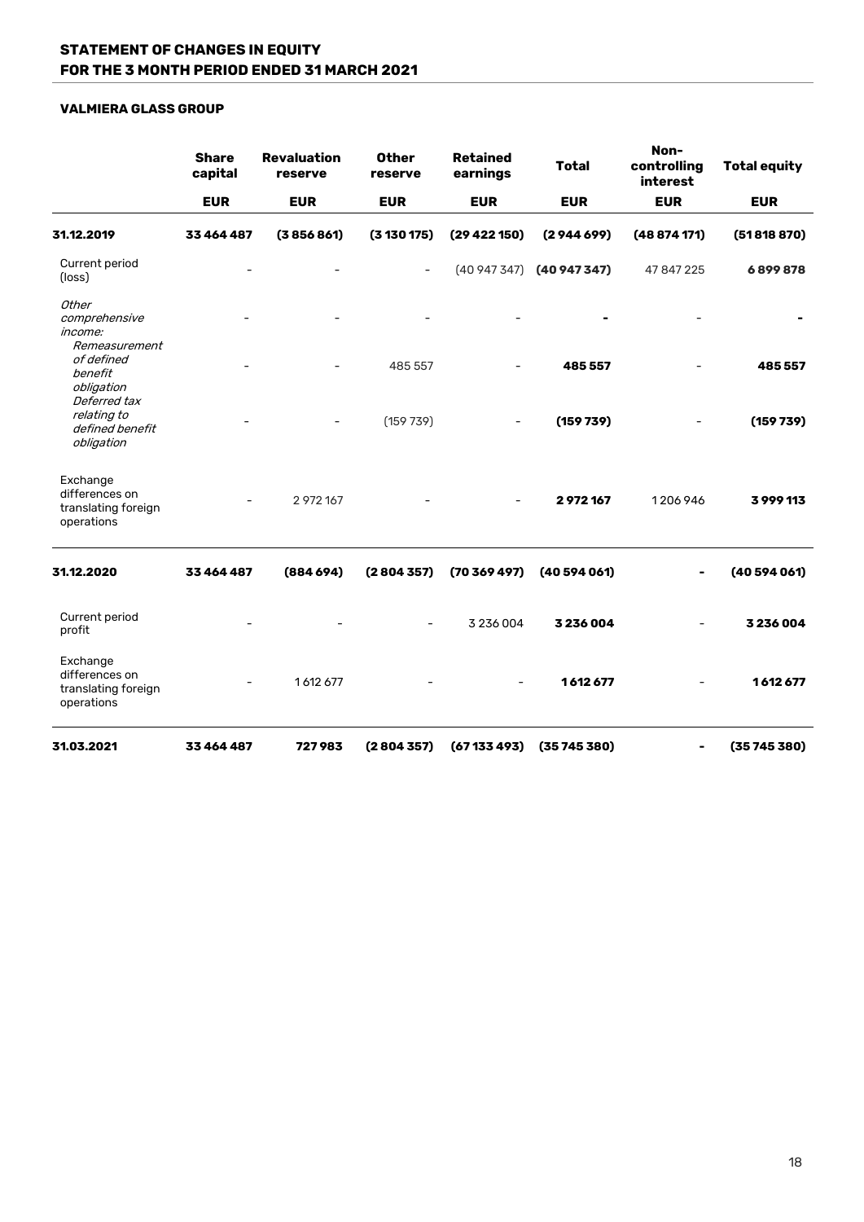# STATEMENT OF CHANGES IN EQUITY
# FOR THE 3 MONTH PERIOD ENDED 31 MARCH 2021

### VALMIERA GLASS GROUP

| | Share capital | Revaluation reserve | Other reserve | Retained earnings | Total | Non-controlling interest | Total equity |
|---|---|---|---|---|---|---|---|
| | EUR | EUR | EUR | EUR | EUR | EUR | EUR |
| **31.12.2019** | **33 464 487** | **(3 856 861)** | **(3 130 175)** | **(29 422 150)** | **(2 944 699)** | **(48 874 171)** | **(51 818 870)** |
| Current period (loss) | - | - | - | (40 947 347) | **(40 947 347)** | 47 847 225 | **6 899 878** |
| *Other comprehensive income:* | - | - | - | - | **-** | - | **-** |
| *Remeasurement of defined benefit obligation* | - | - | 485 557 | - | **485 557** | - | **485 557** |
| *Deferred tax relating to defined benefit obligation* | - | - | (159 739) | - | **(159 739)** | - | **(159 739)** |
| Exchange differences on translating foreign operations | - | 2 972 167 | - | - | **2 972 167** | 1 206 946 | **3 999 113** |
| **31.12.2020** | **33 464 487** | **(884 694)** | **(2 804 357)** | **(70 369 497)** | **(40 594 061)** | **-** | **(40 594 061)** |
| Current period profit | - | - | - | 3 236 004 | **3 236 004** | - | **3 236 004** |
| Exchange differences on translating foreign operations | - | 1 612 677 | - | - | **1 612 677** | - | **1 612 677** |
| **31.03.2021** | **33 464 487** | **727 983** | **(2 804 357)** | **(67 133 493)** | **(35 745 380)** | **-** | **(35 745 380)** |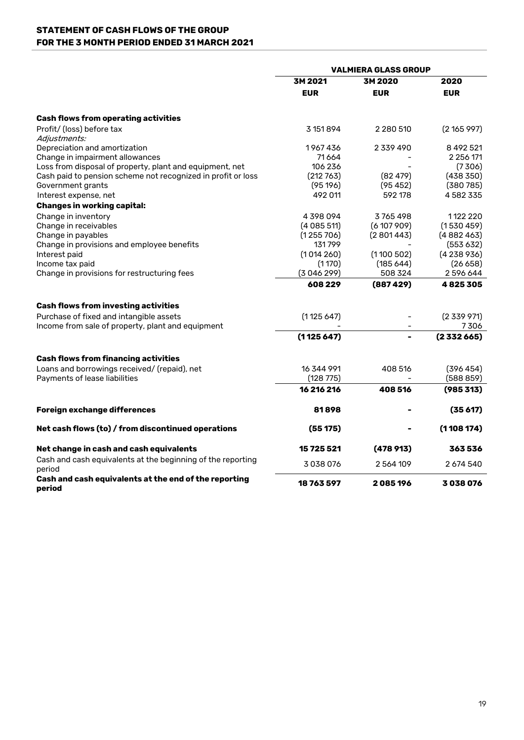## STATEMENT OF CASH FLOWS OF THE GROUP
## FOR THE 3 MONTH PERIOD ENDED 31 MARCH 2021

| | VALMIERA GLASS GROUP | | |
|---|---|---|---|
| | 3M 2021 | 3M 2020 | 2020 |
| | EUR | EUR | EUR |
| **Cash flows from operating activities** | | | |
| Profit/ (loss) before tax | 3 151 894 | 2 280 510 | (2 165 997) |
| *Adjustments:* | | | |
| Depreciation and amortization | 1 967 436 | 2 339 490 | 8 492 521 |
| Change in impairment allowances | 71 664 | - | 2 256 171 |
| Loss from disposal of property, plant and equipment, net | 106 236 | - | (7 306) |
| Cash paid to pension scheme not recognized in profit or loss | (212 763) | (82 479) | (438 350) |
| Government grants | (95 196) | (95 452) | (380 785) |
| Interest expense, net | 492 011 | 592 178 | 4 582 335 |
| **Changes in working capital:** | | | |
| Change in inventory | 4 398 094 | 3 765 498 | 1 122 220 |
| Change in receivables | (4 085 511) | (6 107 909) | (1 530 459) |
| Change in payables | (1 255 706) | (2 801 443) | (4 882 463) |
| Change in provisions and employee benefits | 131 799 | - | (553 632) |
| Interest paid | (1 014 260) | (1 100 502) | (4 238 936) |
| Income tax paid | (1 170) | (185 644) | (26 658) |
| Change in provisions for restructuring fees | (3 046 299) | 508 324 | 2 596 644 |
| | **608 229** | **(887 429)** | **4 825 305** |
| **Cash flows from investing activities** | | | |
| Purchase of fixed and intangible assets | (1 125 647) | - | (2 339 971) |
| Income from sale of property, plant and equipment | - | - | 7 306 |
| | **(1 125 647)** | **-** | **(2 332 665)** |
| **Cash flows from financing activities** | | | |
| Loans and borrowings received/ (repaid), net | 16 344 991 | 408 516 | (396 454) |
| Payments of lease liabilities | (128 775) | - | (588 859) |
| | **16 216 216** | **408 516** | **(985 313)** |
| **Foreign exchange differences** | **81 898** | **-** | **(35 617)** |
| **Net cash flows (to) / from discontinued operations** | **(55 175)** | **-** | **(1 108 174)** |
| **Net change in cash and cash equivalents** | **15 725 521** | **(478 913)** | **363 536** |
| Cash and cash equivalents at the beginning of the reporting period | 3 038 076 | 2 564 109 | 2 674 540 |
| **Cash and cash equivalents at the end of the reporting period** | **18 763 597** | **2 085 196** | **3 038 076** |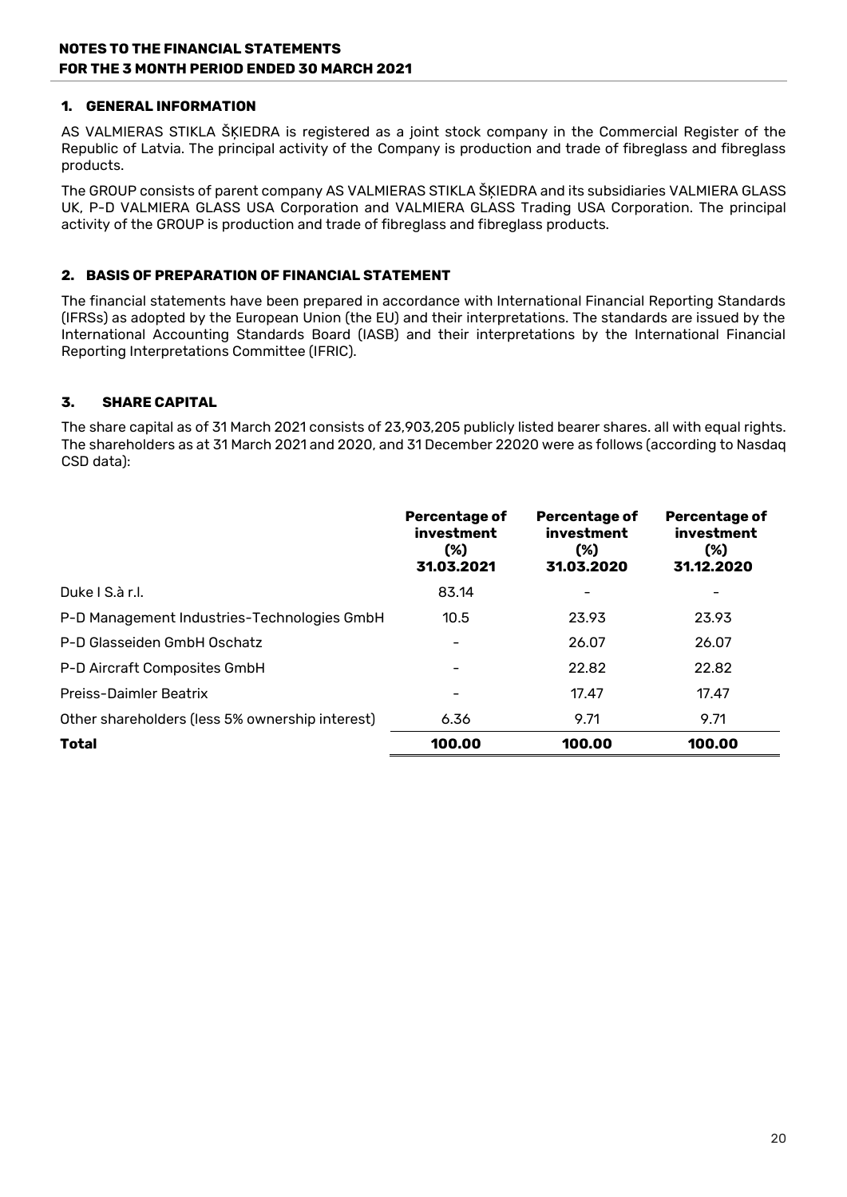# NOTES TO THE FINANCIAL STATEMENTS FOR THE 3 MONTH PERIOD ENDED 30 MARCH 2021

## 1. GENERAL INFORMATION

AS VALMIERAS STIKLA ŠĶIEDRA is registered as a joint stock company in the Commercial Register of the Republic of Latvia. The principal activity of the Company is production and trade of fibreglass and fibreglass products.

The GROUP consists of parent company AS VALMIERAS STIKLA ŠĶIEDRA and its subsidiaries VALMIERA GLASS UK, P-D VALMIERA GLASS USA Corporation and VALMIERA GLASS Trading USA Corporation. The principal activity of the GROUP is production and trade of fibreglass and fibreglass products.

## 2. BASIS OF PREPARATION OF FINANCIAL STATEMENT

The financial statements have been prepared in accordance with International Financial Reporting Standards (IFRSs) as adopted by the European Union (the EU) and their interpretations. The standards are issued by the International Accounting Standards Board (IASB) and their interpretations by the International Financial Reporting Interpretations Committee (IFRIC).

## 3. SHARE CAPITAL

The share capital as of 31 March 2021 consists of 23,903,205 publicly listed bearer shares. all with equal rights. The shareholders as at 31 March 2021 and 2020, and 31 December 22020 were as follows (according to Nasdaq CSD data):

| | Percentage of investment (%) 31.03.2021 | Percentage of investment (%) 31.03.2020 | Percentage of investment (%) 31.12.2020 |
|---|---|---|---|
| Duke I S.à r.l. | 83.14 | - | - |
| P-D Management Industries-Technologies GmbH | 10.5 | 23.93 | 23.93 |
| P-D Glasseiden GmbH Oschatz | - | 26.07 | 26.07 |
| P-D Aircraft Composites GmbH | - | 22.82 | 22.82 |
| Preiss-Daimler Beatrix | - | 17.47 | 17.47 |
| Other shareholders (less 5% ownership interest) | 6.36 | 9.71 | 9.71 |
| **Total** | **100.00** | **100.00** | **100.00** |